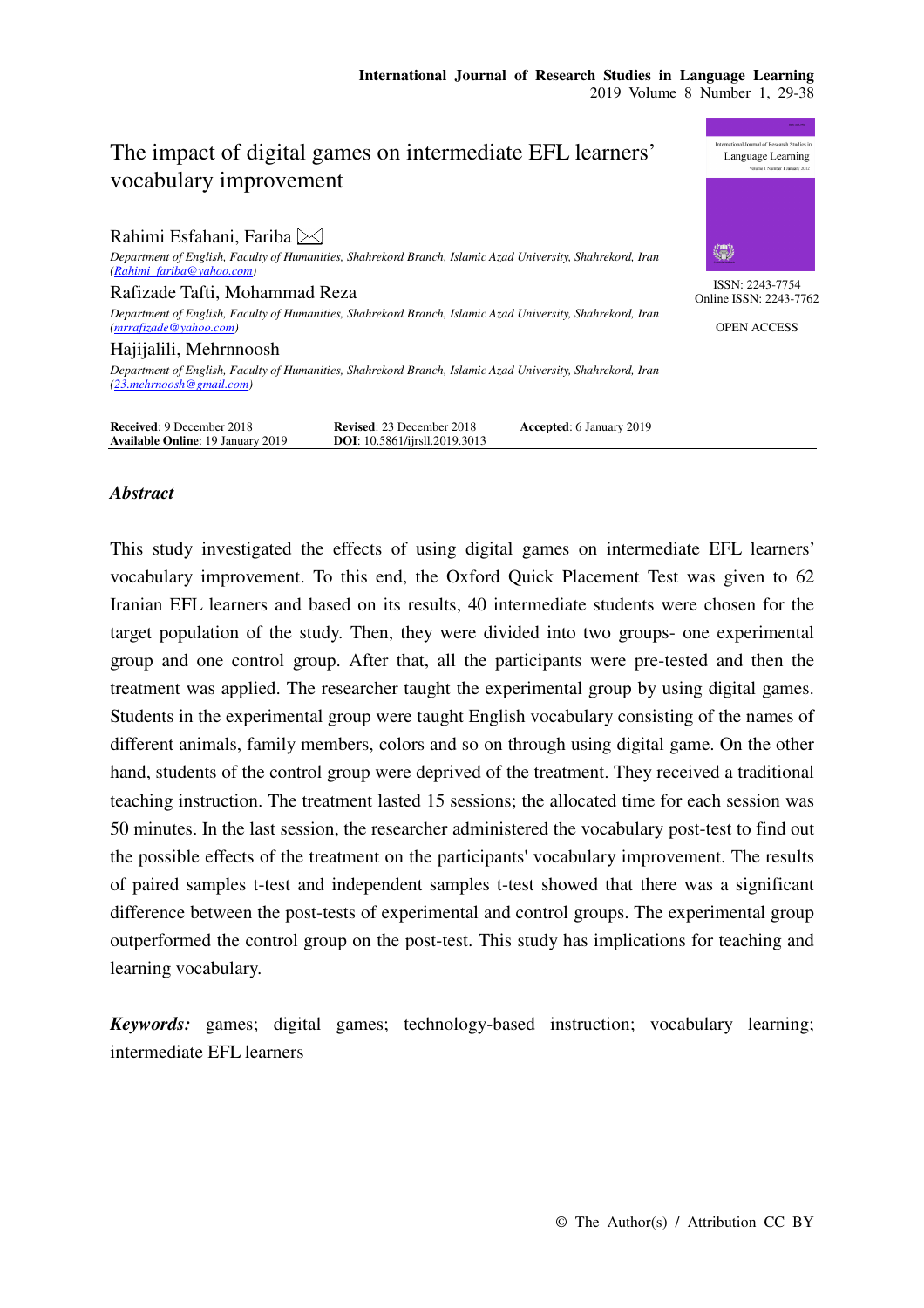# The impact of digital games on intermediate EFL learners' vocabulary improvement

Rahimi Esfahani, Fariba

*Department of English, Faculty of Humanities, Shahrekord Branch, Islamic Azad University, Shahrekord, Iran (Rahimi_fariba@yahoo.com)*

Rafizade Tafti, Mohammad Reza

*Department of English, Faculty of Humanities, Shahrekord Branch, Islamic Azad University, Shahrekord, Iran (mrrafizade@yahoo.com)*

Hajijalili, Mehrnoosh

*Department of English, Faculty of Humanities, Shahrekord Branch, Islamic Azad University, Shahrekord, Iran (23.mehrnoosh@gmail.com)*

ISSN: 2243-7754
Online ISSN: 2243-7762

OPEN ACCESS

**Received**: 9 December 2018 **Revised**: 23 December 2018 **Accepted**: 6 January 2019
**Available Online**: 19 January 2019 **DOI**: 10.5861/ijrsll.2019.3013

## *Abstract*

This study investigated the effects of using digital games on intermediate EFL learners' vocabulary improvement. To this end, the Oxford Quick Placement Test was given to 62 Iranian EFL learners and based on its results, 40 intermediate students were chosen for the target population of the study. Then, they were divided into two groups- one experimental group and one control group. After that, all the participants were pre-tested and then the treatment was applied. The researcher taught the experimental group by using digital games. Students in the experimental group were taught English vocabulary consisting of the names of different animals, family members, colors and so on through using digital game. On the other hand, students of the control group were deprived of the treatment. They received a traditional teaching instruction. The treatment lasted 15 sessions; the allocated time for each session was 50 minutes. In the last session, the researcher administered the vocabulary post-test to find out the possible effects of the treatment on the participants' vocabulary improvement. The results of paired samples t-test and independent samples t-test showed that there was a significant difference between the post-tests of experimental and control groups. The experimental group outperformed the control group on the post-test. This study has implications for teaching and learning vocabulary.

***Keywords:*** games; digital games; technology-based instruction; vocabulary learning; intermediate EFL learners

© The Author(s) / Attribution CC BY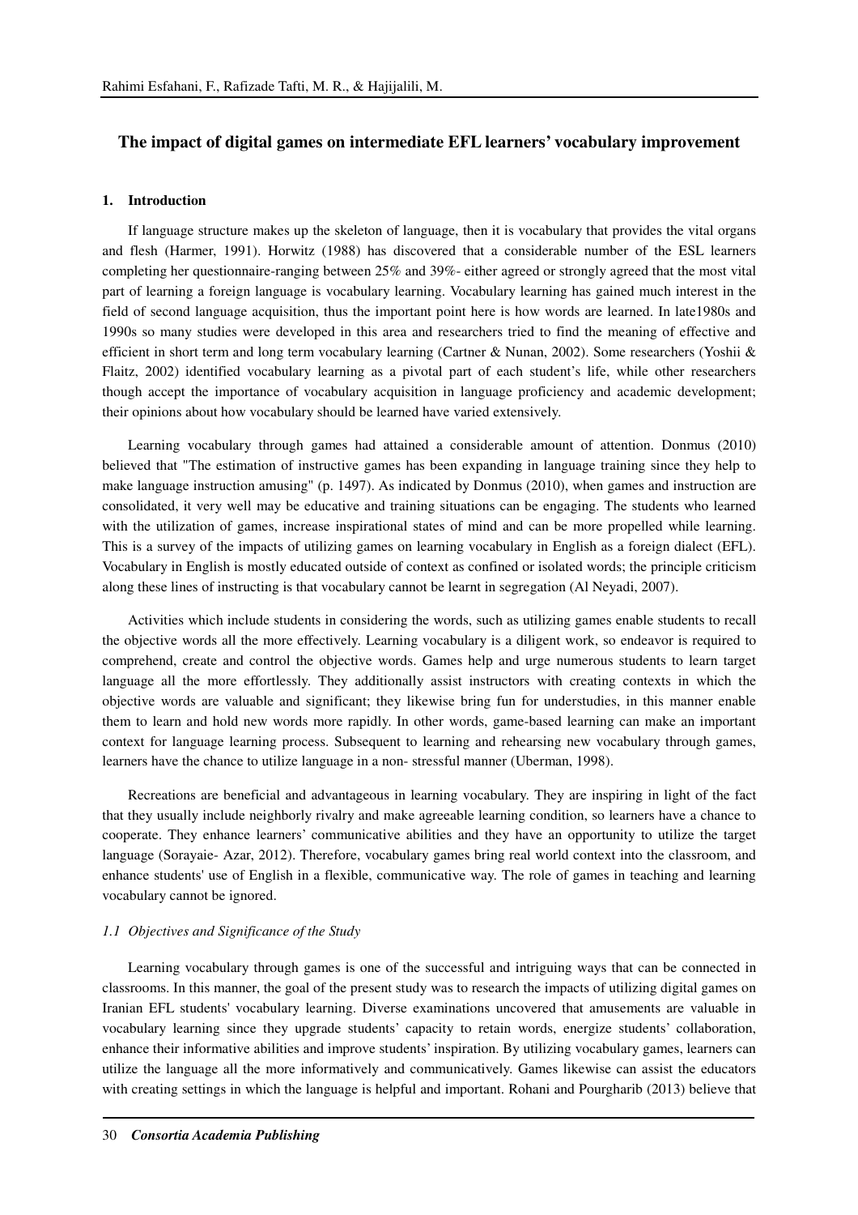## The impact of digital games on intermediate EFL learners' vocabulary improvement

### 1. Introduction

If language structure makes up the skeleton of language, then it is vocabulary that provides the vital organs and flesh (Harmer, 1991). Horwitz (1988) has discovered that a considerable number of the ESL learners completing her questionnaire-ranging between 25% and 39%- either agreed or strongly agreed that the most vital part of learning a foreign language is vocabulary learning. Vocabulary learning has gained much interest in the field of second language acquisition, thus the important point here is how words are learned. In late1980s and 1990s so many studies were developed in this area and researchers tried to find the meaning of effective and efficient in short term and long term vocabulary learning (Cartner & Nunan, 2002). Some researchers (Yoshii & Flaitz, 2002) identified vocabulary learning as a pivotal part of each student's life, while other researchers though accept the importance of vocabulary acquisition in language proficiency and academic development; their opinions about how vocabulary should be learned have varied extensively.

Learning vocabulary through games had attained a considerable amount of attention. Donmus (2010) believed that "The estimation of instructive games has been expanding in language training since they help to make language instruction amusing" (p. 1497). As indicated by Donmus (2010), when games and instruction are consolidated, it very well may be educative and training situations can be engaging. The students who learned with the utilization of games, increase inspirational states of mind and can be more propelled while learning. This is a survey of the impacts of utilizing games on learning vocabulary in English as a foreign dialect (EFL). Vocabulary in English is mostly educated outside of context as confined or isolated words; the principle criticism along these lines of instructing is that vocabulary cannot be learnt in segregation (Al Neyadi, 2007).

Activities which include students in considering the words, such as utilizing games enable students to recall the objective words all the more effectively. Learning vocabulary is a diligent work, so endeavor is required to comprehend, create and control the objective words. Games help and urge numerous students to learn target language all the more effortlessly. They additionally assist instructors with creating contexts in which the objective words are valuable and significant; they likewise bring fun for understudies, in this manner enable them to learn and hold new words more rapidly. In other words, game-based learning can make an important context for language learning process. Subsequent to learning and rehearsing new vocabulary through games, learners have the chance to utilize language in a non- stressful manner (Uberman, 1998).

Recreations are beneficial and advantageous in learning vocabulary. They are inspiring in light of the fact that they usually include neighborly rivalry and make agreeable learning condition, so learners have a chance to cooperate. They enhance learners' communicative abilities and they have an opportunity to utilize the target language (Sorayaie- Azar, 2012). Therefore, vocabulary games bring real world context into the classroom, and enhance students' use of English in a flexible, communicative way. The role of games in teaching and learning vocabulary cannot be ignored.

#### *1.1 Objectives and Significance of the Study*

Learning vocabulary through games is one of the successful and intriguing ways that can be connected in classrooms. In this manner, the goal of the present study was to research the impacts of utilizing digital games on Iranian EFL students' vocabulary learning. Diverse examinations uncovered that amusements are valuable in vocabulary learning since they upgrade students' capacity to retain words, energize students' collaboration, enhance their informative abilities and improve students' inspiration. By utilizing vocabulary games, learners can utilize the language all the more informatively and communicatively. Games likewise can assist the educators with creating settings in which the language is helpful and important. Rohani and Pourgharib (2013) believe that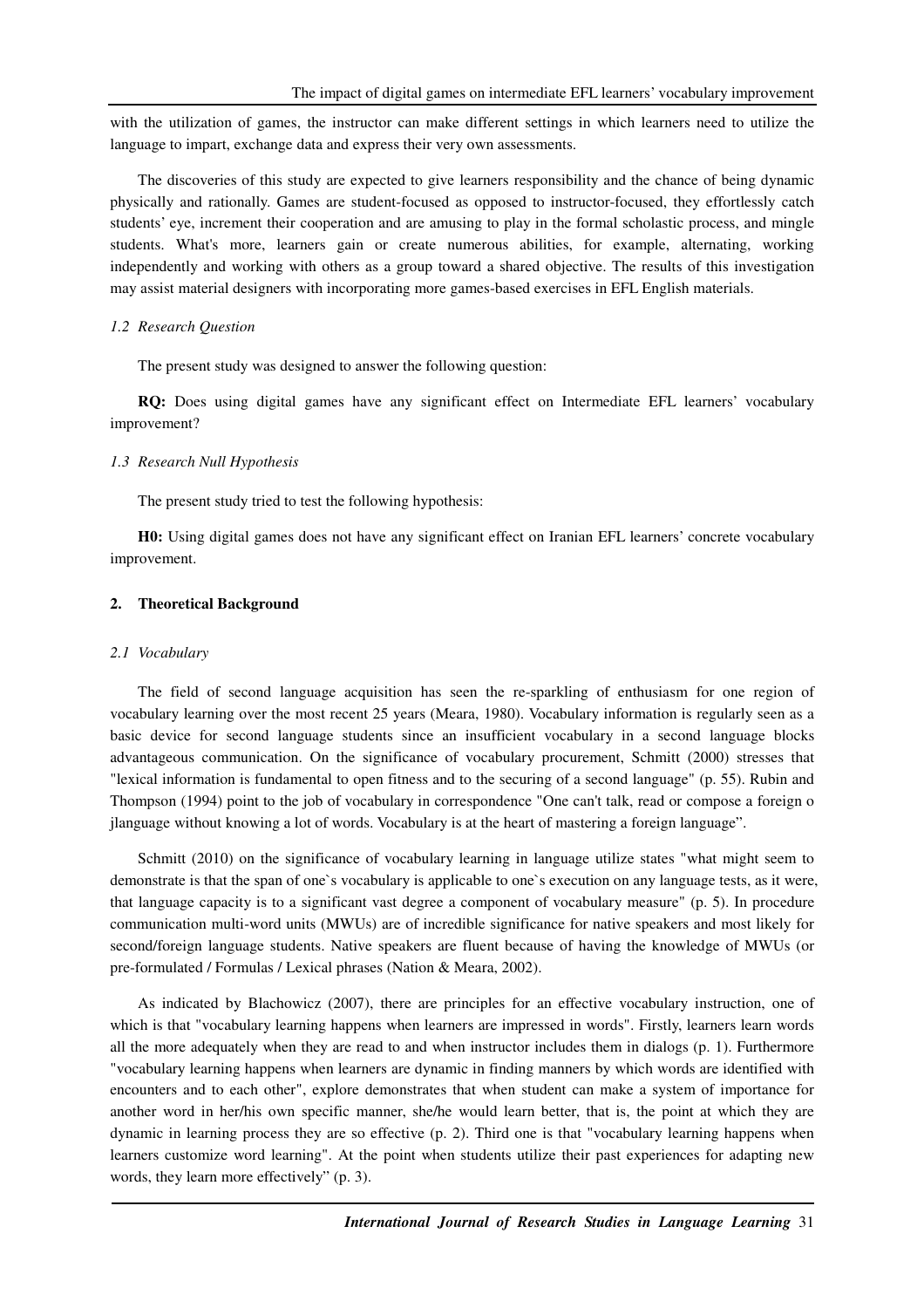with the utilization of games, the instructor can make different settings in which learners need to utilize the language to impart, exchange data and express their very own assessments.

The discoveries of this study are expected to give learners responsibility and the chance of being dynamic physically and rationally. Games are student-focused as opposed to instructor-focused, they effortlessly catch students' eye, increment their cooperation and are amusing to play in the formal scholastic process, and mingle students. What's more, learners gain or create numerous abilities, for example, alternating, working independently and working with others as a group toward a shared objective. The results of this investigation may assist material designers with incorporating more games-based exercises in EFL English materials.

### *1.2 Research Question*

The present study was designed to answer the following question:

**RQ:** Does using digital games have any significant effect on Intermediate EFL learners' vocabulary improvement?

### *1.3 Research Null Hypothesis*

The present study tried to test the following hypothesis:

**H0:** Using digital games does not have any significant effect on Iranian EFL learners' concrete vocabulary improvement.

## 2. Theoretical Background

### *2.1 Vocabulary*

The field of second language acquisition has seen the re-sparkling of enthusiasm for one region of vocabulary learning over the most recent 25 years (Meara, 1980). Vocabulary information is regularly seen as a basic device for second language students since an insufficient vocabulary in a second language blocks advantageous communication. On the significance of vocabulary procurement, Schmitt (2000) stresses that "lexical information is fundamental to open fitness and to the securing of a second language" (p. 55). Rubin and Thompson (1994) point to the job of vocabulary in correspondence "One can't talk, read or compose a foreign o jlanguage without knowing a lot of words. Vocabulary is at the heart of mastering a foreign language".

Schmitt (2010) on the significance of vocabulary learning in language utilize states "what might seem to demonstrate is that the span of one`s vocabulary is applicable to one`s execution on any language tests, as it were, that language capacity is to a significant vast degree a component of vocabulary measure" (p. 5). In procedure communication multi-word units (MWUs) are of incredible significance for native speakers and most likely for second/foreign language students. Native speakers are fluent because of having the knowledge of MWUs (or pre-formulated / Formulas / Lexical phrases (Nation & Meara, 2002).

As indicated by Blachowicz (2007), there are principles for an effective vocabulary instruction, one of which is that "vocabulary learning happens when learners are impressed in words". Firstly, learners learn words all the more adequately when they are read to and when instructor includes them in dialogs (p. 1). Furthermore "vocabulary learning happens when learners are dynamic in finding manners by which words are identified with encounters and to each other", explore demonstrates that when student can make a system of importance for another word in her/his own specific manner, she/he would learn better, that is, the point at which they are dynamic in learning process they are so effective (p. 2). Third one is that "vocabulary learning happens when learners customize word learning". At the point when students utilize their past experiences for adapting new words, they learn more effectively" (p. 3).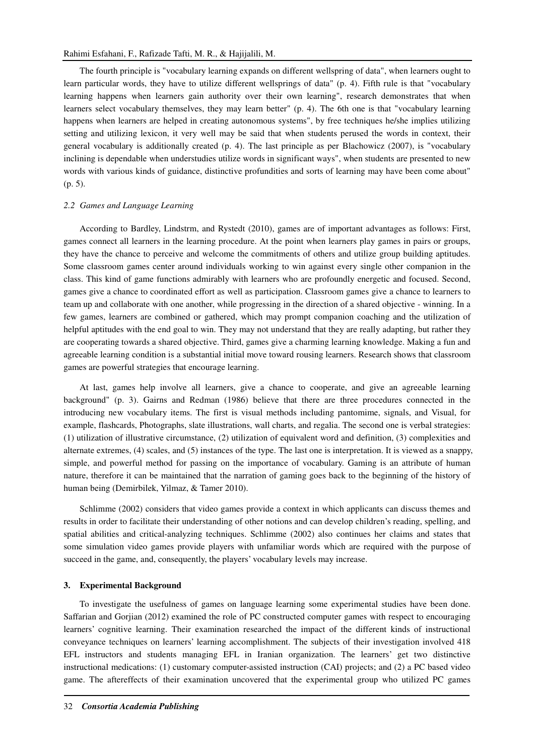The fourth principle is "vocabulary learning expands on different wellspring of data", when learners ought to learn particular words, they have to utilize different wellsprings of data" (p. 4). Fifth rule is that "vocabulary learning happens when learners gain authority over their own learning", research demonstrates that when learners select vocabulary themselves, they may learn better" (p. 4). The 6th one is that "vocabulary learning happens when learners are helped in creating autonomous systems", by free techniques he/she implies utilizing setting and utilizing lexicon, it very well may be said that when students perused the words in context, their general vocabulary is additionally created (p. 4). The last principle as per Blachowicz (2007), is "vocabulary inclining is dependable when understudies utilize words in significant ways", when students are presented to new words with various kinds of guidance, distinctive profundities and sorts of learning may have been come about" (p. 5).

### *2.2 Games and Language Learning*

According to Bardley, Lindstrm, and Rystedt (2010), games are of important advantages as follows: First, games connect all learners in the learning procedure. At the point when learners play games in pairs or groups, they have the chance to perceive and welcome the commitments of others and utilize group building aptitudes. Some classroom games center around individuals working to win against every single other companion in the class. This kind of game functions admirably with learners who are profoundly energetic and focused. Second, games give a chance to coordinated effort as well as participation. Classroom games give a chance to learners to team up and collaborate with one another, while progressing in the direction of a shared objective - winning. In a few games, learners are combined or gathered, which may prompt companion coaching and the utilization of helpful aptitudes with the end goal to win. They may not understand that they are really adapting, but rather they are cooperating towards a shared objective. Third, games give a charming learning knowledge. Making a fun and agreeable learning condition is a substantial initial move toward rousing learners. Research shows that classroom games are powerful strategies that encourage learning.

At last, games help involve all learners, give a chance to cooperate, and give an agreeable learning background" (p. 3). Gairns and Redman (1986) believe that there are three procedures connected in the introducing new vocabulary items. The first is visual methods including pantomime, signals, and Visual, for example, flashcards, Photographs, slate illustrations, wall charts, and regalia. The second one is verbal strategies: (1) utilization of illustrative circumstance, (2) utilization of equivalent word and definition, (3) complexities and alternate extremes, (4) scales, and (5) instances of the type. The last one is interpretation. It is viewed as a snappy, simple, and powerful method for passing on the importance of vocabulary. Gaming is an attribute of human nature, therefore it can be maintained that the narration of gaming goes back to the beginning of the history of human being (Demirbilek, Yilmaz, & Tamer 2010).

Schlimme (2002) considers that video games provide a context in which applicants can discuss themes and results in order to facilitate their understanding of other notions and can develop children's reading, spelling, and spatial abilities and critical-analyzing techniques. Schlimme (2002) also continues her claims and states that some simulation video games provide players with unfamiliar words which are required with the purpose of succeed in the game, and, consequently, the players' vocabulary levels may increase.

## **3. Experimental Background**

To investigate the usefulness of games on language learning some experimental studies have been done. Saffarian and Gorjian (2012) examined the role of PC constructed computer games with respect to encouraging learners' cognitive learning. Their examination researched the impact of the different kinds of instructional conveyance techniques on learners' learning accomplishment. The subjects of their investigation involved 418 EFL instructors and students managing EFL in Iranian organization. The learners' get two distinctive instructional medications: (1) customary computer-assisted instruction (CAI) projects; and (2) a PC based video game. The aftereffects of their examination uncovered that the experimental group who utilized PC games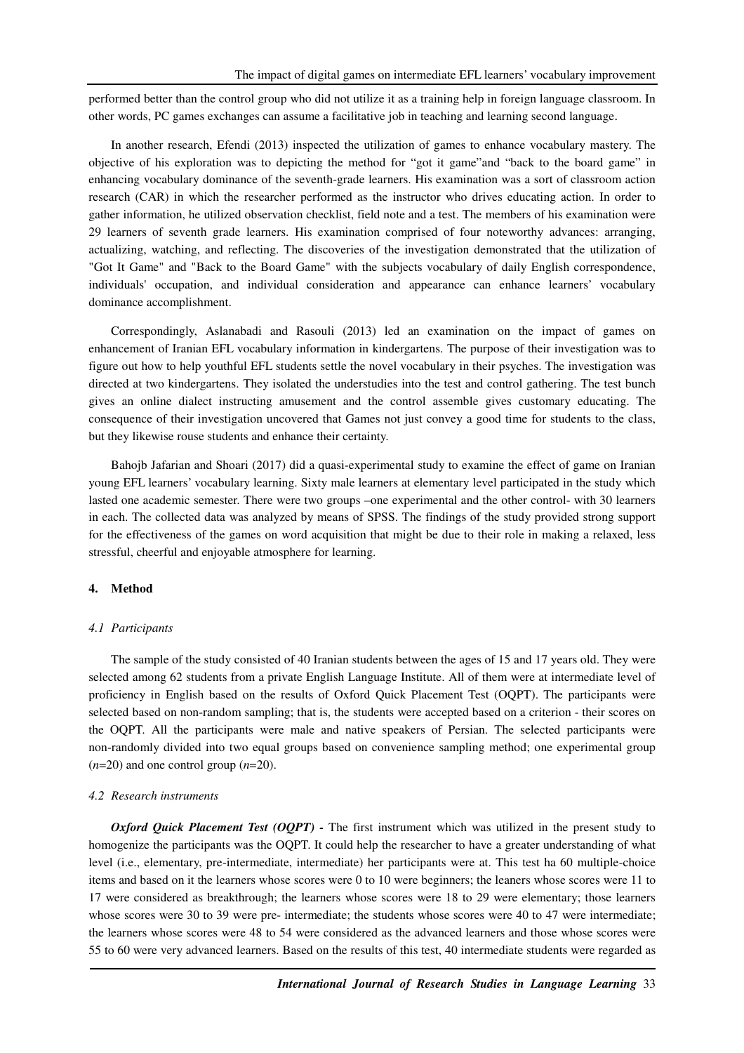performed better than the control group who did not utilize it as a training help in foreign language classroom. In other words, PC games exchanges can assume a facilitative job in teaching and learning second language.

In another research, Efendi (2013) inspected the utilization of games to enhance vocabulary mastery. The objective of his exploration was to depicting the method for "got it game"and "back to the board game" in enhancing vocabulary dominance of the seventh-grade learners. His examination was a sort of classroom action research (CAR) in which the researcher performed as the instructor who drives educating action. In order to gather information, he utilized observation checklist, field note and a test. The members of his examination were 29 learners of seventh grade learners. His examination comprised of four noteworthy advances: arranging, actualizing, watching, and reflecting. The discoveries of the investigation demonstrated that the utilization of "Got It Game" and "Back to the Board Game" with the subjects vocabulary of daily English correspondence, individuals' occupation, and individual consideration and appearance can enhance learners' vocabulary dominance accomplishment.

Correspondingly, Aslanabadi and Rasouli (2013) led an examination on the impact of games on enhancement of Iranian EFL vocabulary information in kindergartens. The purpose of their investigation was to figure out how to help youthful EFL students settle the novel vocabulary in their psyches. The investigation was directed at two kindergartens. They isolated the understudies into the test and control gathering. The test bunch gives an online dialect instructing amusement and the control assemble gives customary educating. The consequence of their investigation uncovered that Games not just convey a good time for students to the class, but they likewise rouse students and enhance their certainty.

Bahojb Jafarian and Shoari (2017) did a quasi-experimental study to examine the effect of game on Iranian young EFL learners' vocabulary learning. Sixty male learners at elementary level participated in the study which lasted one academic semester. There were two groups –one experimental and the other control- with 30 learners in each. The collected data was analyzed by means of SPSS. The findings of the study provided strong support for the effectiveness of the games on word acquisition that might be due to their role in making a relaxed, less stressful, cheerful and enjoyable atmosphere for learning.

## 4. Method

### *4.1 Participants*

The sample of the study consisted of 40 Iranian students between the ages of 15 and 17 years old. They were selected among 62 students from a private English Language Institute. All of them were at intermediate level of proficiency in English based on the results of Oxford Quick Placement Test (OQPT). The participants were selected based on non-random sampling; that is, the students were accepted based on a criterion - their scores on the OQPT. All the participants were male and native speakers of Persian. The selected participants were non-randomly divided into two equal groups based on convenience sampling method; one experimental group ($n$=20) and one control group ($n$=20).

### *4.2 Research instruments*

***Oxford Quick Placement Test (OQPT) -*** The first instrument which was utilized in the present study to homogenize the participants was the OQPT. It could help the researcher to have a greater understanding of what level (i.e., elementary, pre-intermediate, intermediate) her participants were at. This test ha 60 multiple-choice items and based on it the learners whose scores were 0 to 10 were beginners; the leaners whose scores were 11 to 17 were considered as breakthrough; the learners whose scores were 18 to 29 were elementary; those learners whose scores were 30 to 39 were pre- intermediate; the students whose scores were 40 to 47 were intermediate; the learners whose scores were 48 to 54 were considered as the advanced learners and those whose scores were 55 to 60 were very advanced learners. Based on the results of this test, 40 intermediate students were regarded as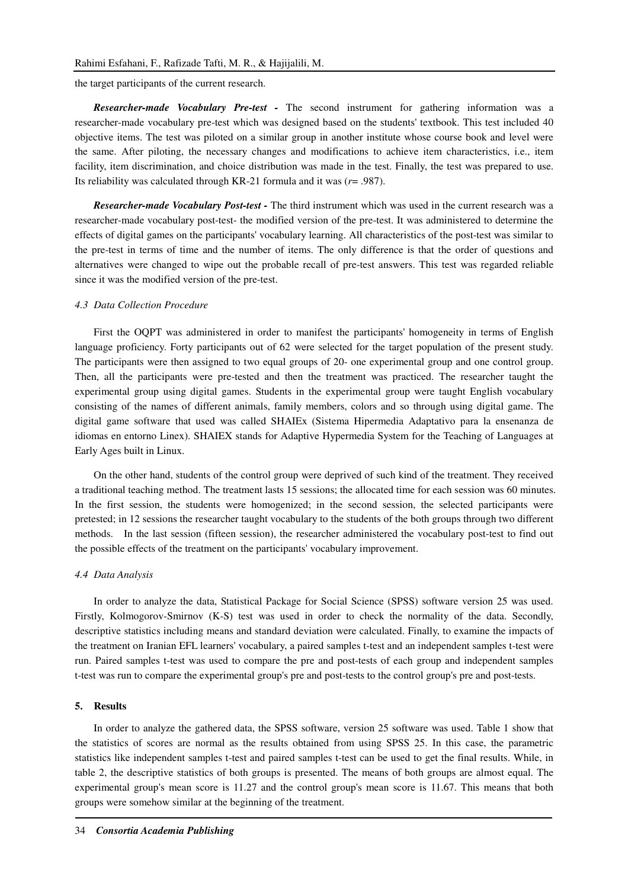the target participants of the current research.

***Researcher-made Vocabulary Pre-test -*** The second instrument for gathering information was a researcher-made vocabulary pre-test which was designed based on the students' textbook. This test included 40 objective items. The test was piloted on a similar group in another institute whose course book and level were the same. After piloting, the necessary changes and modifications to achieve item characteristics, i.e., item facility, item discrimination, and choice distribution was made in the test. Finally, the test was prepared to use. Its reliability was calculated through KR-21 formula and it was ($r$= .987).

***Researcher-made Vocabulary Post-test -*** The third instrument which was used in the current research was a researcher-made vocabulary post-test- the modified version of the pre-test. It was administered to determine the effects of digital games on the participants' vocabulary learning. All characteristics of the post-test was similar to the pre-test in terms of time and the number of items. The only difference is that the order of questions and alternatives were changed to wipe out the probable recall of pre-test answers. This test was regarded reliable since it was the modified version of the pre-test.

### *4.3 Data Collection Procedure*

First the OQPT was administered in order to manifest the participants' homogeneity in terms of English language proficiency. Forty participants out of 62 were selected for the target population of the present study. The participants were then assigned to two equal groups of 20- one experimental group and one control group. Then, all the participants were pre-tested and then the treatment was practiced. The researcher taught the experimental group using digital games. Students in the experimental group were taught English vocabulary consisting of the names of different animals, family members, colors and so through using digital game. The digital game software that used was called SHAIEx (Sistema Hipermedia Adaptativo para la ensenanza de idiomas en entorno Linex). SHAIEX stands for Adaptive Hypermedia System for the Teaching of Languages at Early Ages built in Linux.

On the other hand, students of the control group were deprived of such kind of the treatment. They received a traditional teaching method. The treatment lasts 15 sessions; the allocated time for each session was 60 minutes. In the first session, the students were homogenized; in the second session, the selected participants were pretested; in 12 sessions the researcher taught vocabulary to the students of the both groups through two different methods. In the last session (fifteen session), the researcher administered the vocabulary post-test to find out the possible effects of the treatment on the participants' vocabulary improvement.

### *4.4 Data Analysis*

In order to analyze the data, Statistical Package for Social Science (SPSS) software version 25 was used. Firstly, Kolmogorov-Smirnov (K-S) test was used in order to check the normality of the data. Secondly, descriptive statistics including means and standard deviation were calculated. Finally, to examine the impacts of the treatment on Iranian EFL learners' vocabulary, a paired samples t-test and an independent samples t-test were run. Paired samples t-test was used to compare the pre and post-tests of each group and independent samples t-test was run to compare the experimental group's pre and post-tests to the control group's pre and post-tests.

## 5. Results

In order to analyze the gathered data, the SPSS software, version 25 software was used. Table 1 show that the statistics of scores are normal as the results obtained from using SPSS 25. In this case, the parametric statistics like independent samples t-test and paired samples t-test can be used to get the final results. While, in table 2, the descriptive statistics of both groups is presented. The means of both groups are almost equal. The experimental group's mean score is 11.27 and the control group's mean score is 11.67. This means that both groups were somehow similar at the beginning of the treatment.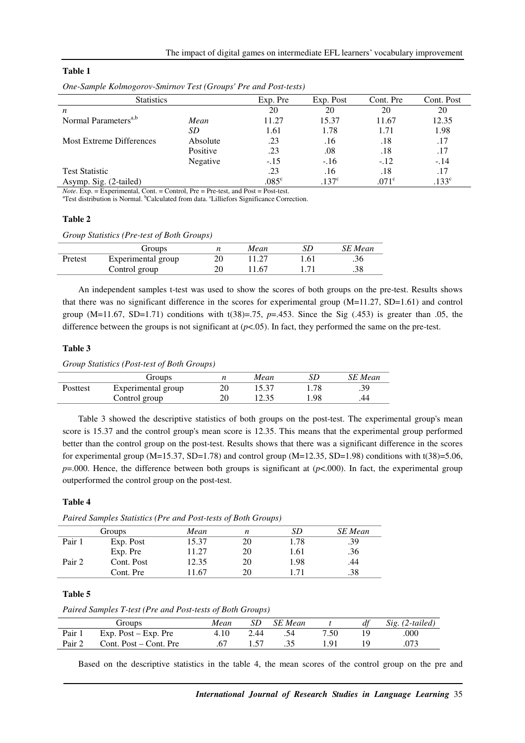**Table 1**

*One-Sample Kolmogorov-Smirnov Test (Groups' Pre and Post-tests)*

| Statistics | | Exp. Pre | Exp. Post | Cont. Pre | Cont. Post |
|---|---|---|---|---|---|
| *n* | | 20 | 20 | 20 | 20 |
| Normal Parameters[a,b] | *Mean* | 11.27 | 15.37 | 11.67 | 12.35 |
| | *SD* | 1.61 | 1.78 | 1.71 | 1.98 |
| Most Extreme Differences | Absolute | .23 | .16 | .18 | .17 |
| | Positive | .23 | .08 | .18 | .17 |
| | Negative | -.15 | -.16 | -.12 | -.14 |
| Test Statistic | | .23 | .16 | .18 | .17 |
| Asymp. Sig. (2-tailed) | | .085[c] | .137[c] | .071[c] | .133[c] |

*Note*. Exp. = Experimental, Cont. = Control, Pre = Pre-test, and Post = Post-test.
[a]Test distribution is Normal. [b]Calculated from data. [c]Lilliefors Significance Correction.

**Table 2**

*Group Statistics (Pre-test of Both Groups)*

| | Groups | *n* | *Mean* | *SD* | *SE Mean* |
|---|---|---|---|---|---|
| Pretest | Experimental group | 20 | 11.27 | 1.61 | .36 |
| | Control group | 20 | 11.67 | 1.71 | .38 |

An independent samples t-test was used to show the scores of both groups on the pre-test. Results shows that there was no significant difference in the scores for experimental group (M=11.27, SD=1.61) and control group (M=11.67, SD=1.71) conditions with $t(38)=.75$, $p=.453$. Since the Sig (.453) is greater than .05, the difference between the groups is not significant at ($p<.05$). In fact, they performed the same on the pre-test.

**Table 3**

*Group Statistics (Post-test of Both Groups)*

| | Groups | *n* | *Mean* | *SD* | *SE Mean* |
|---|---|---|---|---|---|
| Posttest | Experimental group | 20 | 15.37 | 1.78 | .39 |
| | Control group | 20 | 12.35 | 1.98 | .44 |

Table 3 showed the descriptive statistics of both groups on the post-test. The experimental group's mean score is 15.37 and the control group's mean score is 12.35. This means that the experimental group performed better than the control group on the post-test. Results shows that there was a significant difference in the scores for experimental group (M=15.37, SD=1.78) and control group (M=12.35, SD=1.98) conditions with $t(38)=5.06$, $p=.000$. Hence, the difference between both groups is significant at ($p<.000$). In fact, the experimental group outperformed the control group on the post-test.

**Table 4**

*Paired Samples Statistics (Pre and Post-tests of Both Groups)*

| | Groups | *Mean* | *n* | *SD* | *SE Mean* |
|---|---|---|---|---|---|
| Pair 1 | Exp. Post | 15.37 | 20 | 1.78 | .39 |
| | Exp. Pre | 11.27 | 20 | 1.61 | .36 |
| Pair 2 | Cont. Post | 12.35 | 20 | 1.98 | .44 |
| | Cont. Pre | 11.67 | 20 | 1.71 | .38 |

**Table 5**

*Paired Samples T-test (Pre and Post-tests of Both Groups)*

| | Groups | *Mean* | *SD* | *SE Mean* | *t* | *df* | *Sig. (2-tailed)* |
|---|---|---|---|---|---|---|---|
| Pair 1 | Exp. Post – Exp. Pre | 4.10 | 2.44 | .54 | 7.50 | 19 | .000 |
| Pair 2 | Cont. Post – Cont. Pre | .67 | 1.57 | .35 | 1.91 | 19 | .073 |

Based on the descriptive statistics in the table 4, the mean scores of the control group on the pre and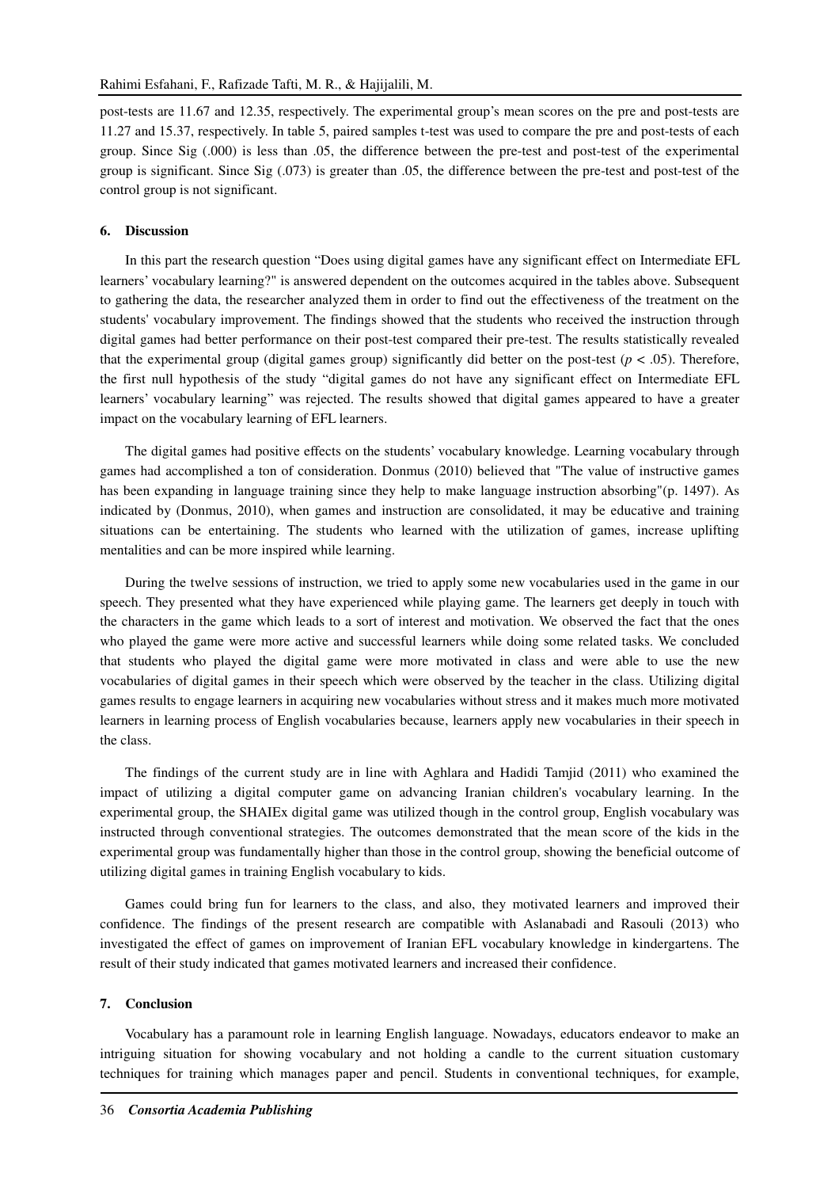post-tests are 11.67 and 12.35, respectively. The experimental group's mean scores on the pre and post-tests are 11.27 and 15.37, respectively. In table 5, paired samples t-test was used to compare the pre and post-tests of each group. Since Sig (.000) is less than .05, the difference between the pre-test and post-test of the experimental group is significant. Since Sig (.073) is greater than .05, the difference between the pre-test and post-test of the control group is not significant.

## 6. Discussion

In this part the research question "Does using digital games have any significant effect on Intermediate EFL learners' vocabulary learning?" is answered dependent on the outcomes acquired in the tables above. Subsequent to gathering the data, the researcher analyzed them in order to find out the effectiveness of the treatment on the students' vocabulary improvement. The findings showed that the students who received the instruction through digital games had better performance on their post-test compared their pre-test. The results statistically revealed that the experimental group (digital games group) significantly did better on the post-test ($p < .05$). Therefore, the first null hypothesis of the study "digital games do not have any significant effect on Intermediate EFL learners' vocabulary learning" was rejected. The results showed that digital games appeared to have a greater impact on the vocabulary learning of EFL learners.

The digital games had positive effects on the students' vocabulary knowledge. Learning vocabulary through games had accomplished a ton of consideration. Donmus (2010) believed that "The value of instructive games has been expanding in language training since they help to make language instruction absorbing"(p. 1497). As indicated by (Donmus, 2010), when games and instruction are consolidated, it may be educative and training situations can be entertaining. The students who learned with the utilization of games, increase uplifting mentalities and can be more inspired while learning.

During the twelve sessions of instruction, we tried to apply some new vocabularies used in the game in our speech. They presented what they have experienced while playing game. The learners get deeply in touch with the characters in the game which leads to a sort of interest and motivation. We observed the fact that the ones who played the game were more active and successful learners while doing some related tasks. We concluded that students who played the digital game were more motivated in class and were able to use the new vocabularies of digital games in their speech which were observed by the teacher in the class. Utilizing digital games results to engage learners in acquiring new vocabularies without stress and it makes much more motivated learners in learning process of English vocabularies because, learners apply new vocabularies in their speech in the class.

The findings of the current study are in line with Aghlara and Hadidi Tamjid (2011) who examined the impact of utilizing a digital computer game on advancing Iranian children's vocabulary learning. In the experimental group, the SHAIEx digital game was utilized though in the control group, English vocabulary was instructed through conventional strategies. The outcomes demonstrated that the mean score of the kids in the experimental group was fundamentally higher than those in the control group, showing the beneficial outcome of utilizing digital games in training English vocabulary to kids.

Games could bring fun for learners to the class, and also, they motivated learners and improved their confidence. The findings of the present research are compatible with Aslanabadi and Rasouli (2013) who investigated the effect of games on improvement of Iranian EFL vocabulary knowledge in kindergartens. The result of their study indicated that games motivated learners and increased their confidence.

## 7. Conclusion

Vocabulary has a paramount role in learning English language. Nowadays, educators endeavor to make an intriguing situation for showing vocabulary and not holding a candle to the current situation customary techniques for training which manages paper and pencil. Students in conventional techniques, for example,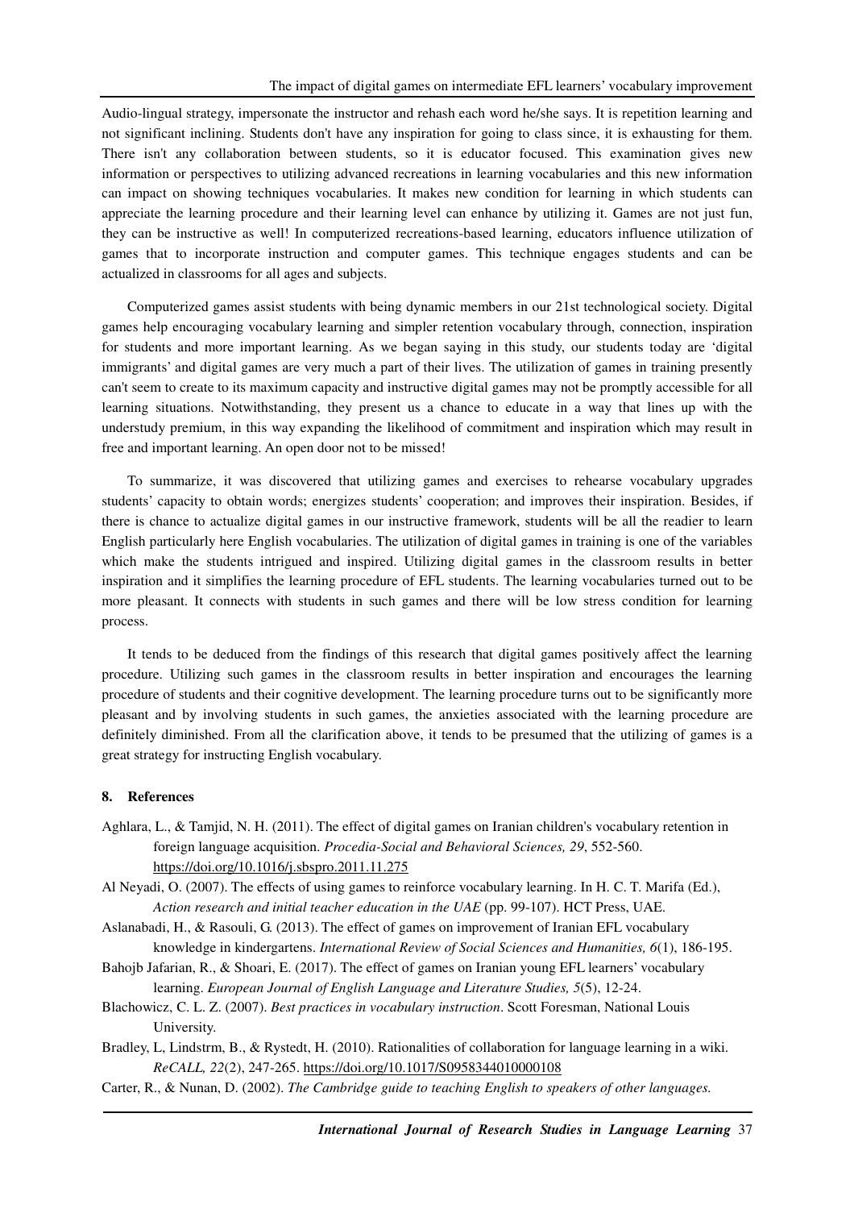Audio-lingual strategy, impersonate the instructor and rehash each word he/she says. It is repetition learning and not significant inclining. Students don't have any inspiration for going to class since, it is exhausting for them. There isn't any collaboration between students, so it is educator focused. This examination gives new information or perspectives to utilizing advanced recreations in learning vocabularies and this new information can impact on showing techniques vocabularies. It makes new condition for learning in which students can appreciate the learning procedure and their learning level can enhance by utilizing it. Games are not just fun, they can be instructive as well! In computerized recreations-based learning, educators influence utilization of games that to incorporate instruction and computer games. This technique engages students and can be actualized in classrooms for all ages and subjects.

Computerized games assist students with being dynamic members in our 21st technological society. Digital games help encouraging vocabulary learning and simpler retention vocabulary through, connection, inspiration for students and more important learning. As we began saying in this study, our students today are 'digital immigrants' and digital games are very much a part of their lives. The utilization of games in training presently can't seem to create to its maximum capacity and instructive digital games may not be promptly accessible for all learning situations. Notwithstanding, they present us a chance to educate in a way that lines up with the understudy premium, in this way expanding the likelihood of commitment and inspiration which may result in free and important learning. An open door not to be missed!

To summarize, it was discovered that utilizing games and exercises to rehearse vocabulary upgrades students' capacity to obtain words; energizes students' cooperation; and improves their inspiration. Besides, if there is chance to actualize digital games in our instructive framework, students will be all the readier to learn English particularly here English vocabularies. The utilization of digital games in training is one of the variables which make the students intrigued and inspired. Utilizing digital games in the classroom results in better inspiration and it simplifies the learning procedure of EFL students. The learning vocabularies turned out to be more pleasant. It connects with students in such games and there will be low stress condition for learning process.

It tends to be deduced from the findings of this research that digital games positively affect the learning procedure. Utilizing such games in the classroom results in better inspiration and encourages the learning procedure of students and their cognitive development. The learning procedure turns out to be significantly more pleasant and by involving students in such games, the anxieties associated with the learning procedure are definitely diminished. From all the clarification above, it tends to be presumed that the utilizing of games is a great strategy for instructing English vocabulary.

## 8. References

Aghlara, L., & Tamjid, N. H. (2011). The effect of digital games on Iranian children's vocabulary retention in foreign language acquisition. *Procedia-Social and Behavioral Sciences, 29*, 552-560. https://doi.org/10.1016/j.sbspro.2011.11.275

Al Neyadi, O. (2007). The effects of using games to reinforce vocabulary learning. In H. C. T. Marifa (Ed.), *Action research and initial teacher education in the UAE* (pp. 99-107). HCT Press, UAE.

Aslanabadi, H., & Rasouli, G. (2013). The effect of games on improvement of Iranian EFL vocabulary knowledge in kindergartens. *International Review of Social Sciences and Humanities, 6*(1), 186-195.

Bahojb Jafarian, R., & Shoari, E. (2017). The effect of games on Iranian young EFL learners' vocabulary learning. *European Journal of English Language and Literature Studies, 5*(5), 12-24.

Blachowicz, C. L. Z. (2007). *Best practices in vocabulary instruction*. Scott Foresman, National Louis University.

Bradley, L, Lindstrm, B., & Rystedt, H. (2010). Rationalities of collaboration for language learning in a wiki. *ReCALL, 22*(2), 247-265. https://doi.org/10.1017/S0958344010000108

Carter, R., & Nunan, D. (2002). *The Cambridge guide to teaching English to speakers of other languages.*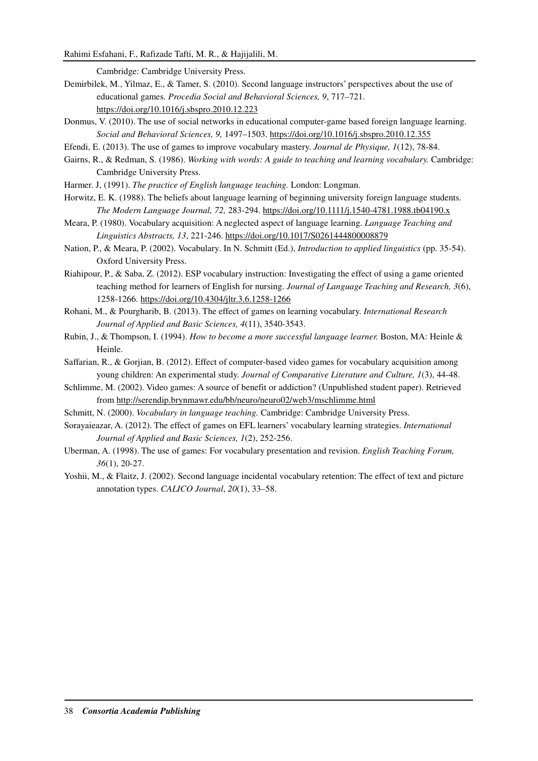Cambridge: Cambridge University Press.

Demirbilek, M., Yilmaz, E., & Tamer, S. (2010). Second language instructors' perspectives about the use of educational games. *Procedia Social and Behavioral Sciences, 9*, 717–721. https://doi.org/10.1016/j.sbspro.2010.12.223

Donmus, V. (2010). The use of social networks in educational computer-game based foreign language learning. *Social and Behavioral Sciences, 9,* 1497–1503. https://doi.org/10.1016/j.sbspro.2010.12.355

Efendi, E. (2013). The use of games to improve vocabulary mastery. *Journal de Physique, 1*(12), 78-84.

Gairns, R., & Redman, S. (1986). *Working with words: A guide to teaching and learning vocabulary.* Cambridge: Cambridge University Press.

Harmer. J, (1991). *The practice of English language teaching.* London: Longman.

Horwitz, E. K. (1988). The beliefs about language learning of beginning university foreign language students. *The Modern Language Journal, 72,* 283-294. https://doi.org/10.1111/j.1540-4781.1988.tb04190.x

Meara, P. (1980). Vocabulary acquisition: A neglected aspect of language learning. *Language Teaching and Linguistics Abstracts, 13*, 221-246. https://doi.org/10.1017/S0261444800008879

Nation, P., & Meara, P. (2002). Vocabulary. In N. Schmitt (Ed.), *Introduction to applied linguistics* (pp. 35-54). Oxford University Press.

Riahipour, P., & Saba, Z. (2012). ESP vocabulary instruction: Investigating the effect of using a game oriented teaching method for learners of English for nursing. *Journal of Language Teaching and Research, 3*(6), 1258-1266. https://doi.org/10.4304/jltr.3.6.1258-1266

Rohani, M., & Pourgharib, B. (2013). The effect of games on learning vocabulary. *International Research Journal of Applied and Basic Sciences, 4*(11), 3540-3543.

Rubin, J., & Thompson, I. (1994). *How to become a more successful language learner.* Boston, MA: Heinle & Heinle.

Saffarian, R., & Gorjian, B. (2012). Effect of computer-based video games for vocabulary acquisition among young children: An experimental study. *Journal of Comparative Literature and Culture, 1*(3), 44-48.

Schlimme, M. (2002). Video games: A source of benefit or addiction? (Unpublished student paper). Retrieved from http://serendip.brynmawr.edu/bb/neuro/neuro02/web3/mschlimme.html

Schmitt, N. (2000). *Vocabulary in language teaching.* Cambridge: Cambridge University Press.

Sorayaieazar, A. (2012). The effect of games on EFL learners' vocabulary learning strategies. *International Journal of Applied and Basic Sciences, 1*(2), 252-256.

Uberman, A. (1998). The use of games: For vocabulary presentation and revision. *English Teaching Forum, 36*(1), 20-27.

Yoshii, M., & Flaitz, J. (2002). Second language incidental vocabulary retention: The effect of text and picture annotation types. *CALICO Journal*, *20*(1), 33–58.